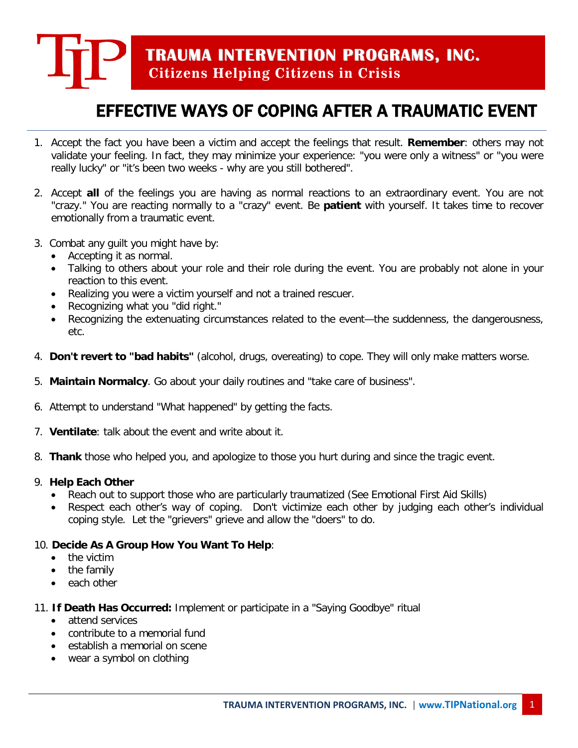# TRAUMA INTERVENTION PROGRAMS, INC.

**Citizens Helping Citizens in Crisis**

## EFFECTIVE WAYS OF COPING AFTER A TRAUMATIC EVENT

1. Accept the fact you have been a victim and accept the feelings that result. **Remember**: others may not validate your feeling. In fact, they may minimize your experience: "you were only a witness" or "you were really lucky" or "it's been two weeks - why are you still bothered".

2. Accept **all** of the feelings you are having as normal reactions to an extraordinary event. You are not "crazy." You are reacting normally to a "crazy" event. Be **patient** with yourself. It takes time to recover emotionally from a traumatic event.

3. Combat any guilt you might have by:
   - Accepting it as normal.
   - Talking to others about your role and their role during the event. You are probably not alone in your reaction to this event.
   - Realizing you were a victim yourself and not a trained rescuer.
   - Recognizing what you "did right."
   - Recognizing the extenuating circumstances related to the event—the suddenness, the dangerousness, etc.

4. **Don't revert to "bad habits"** (alcohol, drugs, overeating) to cope. They will only make matters worse.

5. **Maintain Normalcy**. Go about your daily routines and "take care of business".

6. Attempt to understand "What happened" by getting the facts.

7. **Ventilate**: talk about the event and write about it.

8. **Thank** those who helped you, and apologize to those you hurt during and since the tragic event.

9. **Help Each Other**
   - Reach out to support those who are particularly traumatized (See Emotional First Aid Skills)
   - Respect each other's way of coping. Don't victimize each other by judging each other's individual coping style. Let the "grievers" grieve and allow the "doers" to do.

10. **Decide As A Group How You Want To Help**:
    - the victim
    - the family
    - each other

11. **If Death Has Occurred:** Implement or participate in a "Saying Goodbye" ritual
    - attend services
    - contribute to a memorial fund
    - establish a memorial on scene
    - wear a symbol on clothing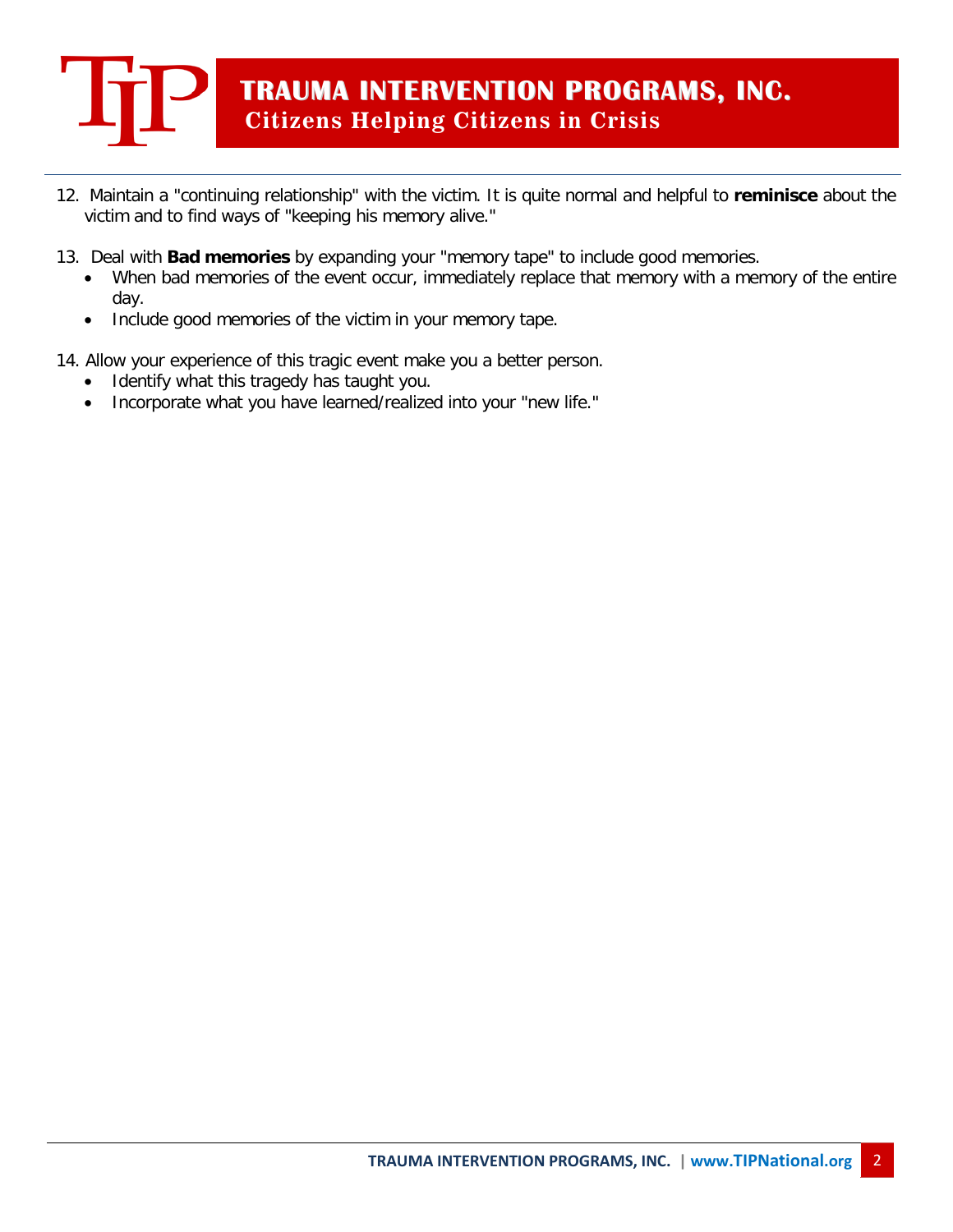12. Maintain a "continuing relationship" with the victim. It is quite normal and helpful to **reminisce** about the victim and to find ways of "keeping his memory alive."

13. Deal with **Bad memories** by expanding your "memory tape" to include good memories.
    - When bad memories of the event occur, immediately replace that memory with a memory of the entire day.
    - Include good memories of the victim in your memory tape.

14. Allow your experience of this tragic event make you a better person.
    - Identify what this tragedy has taught you.
    - Incorporate what you have learned/realized into your "new life."